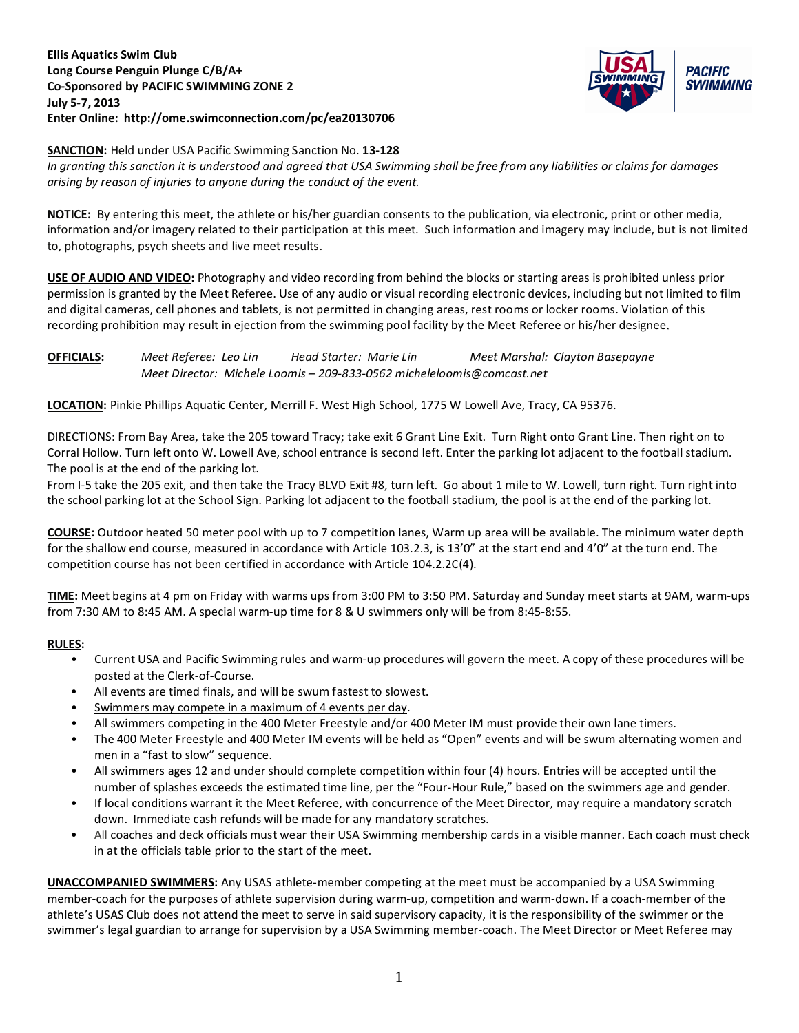**Ellis Aquatics Swim Club**
**Long Course Penguin Plunge C/B/A+**
**Co-Sponsored by PACIFIC SWIMMING ZONE 2**
**July 5-7, 2013**
**Enter Online: http://ome.swimconnection.com/pc/ea20130706**

**SANCTION:** Held under USA Pacific Swimming Sanction No. **13-128**
*In granting this sanction it is understood and agreed that USA Swimming shall be free from any liabilities or claims for damages arising by reason of injuries to anyone during the conduct of the event.*

**NOTICE:** By entering this meet, the athlete or his/her guardian consents to the publication, via electronic, print or other media, information and/or imagery related to their participation at this meet. Such information and imagery may include, but is not limited to, photographs, psych sheets and live meet results.

**USE OF AUDIO AND VIDEO:** Photography and video recording from behind the blocks or starting areas is prohibited unless prior permission is granted by the Meet Referee. Use of any audio or visual recording electronic devices, including but not limited to film and digital cameras, cell phones and tablets, is not permitted in changing areas, rest rooms or locker rooms. Violation of this recording prohibition may result in ejection from the swimming pool facility by the Meet Referee or his/her designee.

**OFFICIALS:** *Meet Referee: Leo Lin* *Head Starter: Marie Lin* *Meet Marshal: Clayton Basepayne*
*Meet Director: Michele Loomis – 209-833-0562 micheleloomis@comcast.net*

**LOCATION:** Pinkie Phillips Aquatic Center, Merrill F. West High School, 1775 W Lowell Ave, Tracy, CA 95376.

DIRECTIONS: From Bay Area, take the 205 toward Tracy; take exit 6 Grant Line Exit. Turn Right onto Grant Line. Then right on to Corral Hollow. Turn left onto W. Lowell Ave, school entrance is second left. Enter the parking lot adjacent to the football stadium. The pool is at the end of the parking lot.
From I-5 take the 205 exit, and then take the Tracy BLVD Exit #8, turn left. Go about 1 mile to W. Lowell, turn right. Turn right into the school parking lot at the School Sign. Parking lot adjacent to the football stadium, the pool is at the end of the parking lot.

**COURSE:** Outdoor heated 50 meter pool with up to 7 competition lanes, Warm up area will be available. The minimum water depth for the shallow end course, measured in accordance with Article 103.2.3, is 13'0" at the start end and 4'0" at the turn end. The competition course has not been certified in accordance with Article 104.2.2C(4).

**TIME:** Meet begins at 4 pm on Friday with warms ups from 3:00 PM to 3:50 PM. Saturday and Sunday meet starts at 9AM, warm-ups from 7:30 AM to 8:45 AM. A special warm-up time for 8 & U swimmers only will be from 8:45-8:55.

**RULES:**

- Current USA and Pacific Swimming rules and warm-up procedures will govern the meet. A copy of these procedures will be posted at the Clerk-of-Course.
- All events are timed finals, and will be swum fastest to slowest.
- Swimmers may compete in a maximum of 4 events per day.
- All swimmers competing in the 400 Meter Freestyle and/or 400 Meter IM must provide their own lane timers.
- The 400 Meter Freestyle and 400 Meter IM events will be held as "Open" events and will be swum alternating women and men in a "fast to slow" sequence.
- All swimmers ages 12 and under should complete competition within four (4) hours. Entries will be accepted until the number of splashes exceeds the estimated time line, per the "Four-Hour Rule," based on the swimmers age and gender.
- If local conditions warrant it the Meet Referee, with concurrence of the Meet Director, may require a mandatory scratch down. Immediate cash refunds will be made for any mandatory scratches.
- All coaches and deck officials must wear their USA Swimming membership cards in a visible manner. Each coach must check in at the officials table prior to the start of the meet.

**UNACCOMPANIED SWIMMERS:** Any USAS athlete-member competing at the meet must be accompanied by a USA Swimming member-coach for the purposes of athlete supervision during warm-up, competition and warm-down. If a coach-member of the athlete's USAS Club does not attend the meet to serve in said supervisory capacity, it is the responsibility of the swimmer or the swimmer's legal guardian to arrange for supervision by a USA Swimming member-coach. The Meet Director or Meet Referee may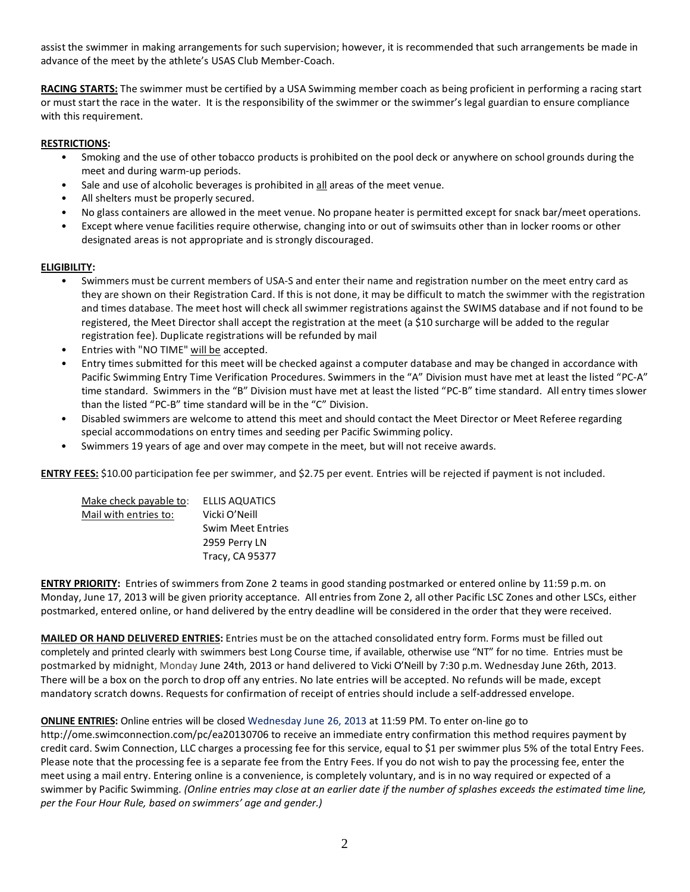assist the swimmer in making arrangements for such supervision; however, it is recommended that such arrangements be made in advance of the meet by the athlete's USAS Club Member-Coach.

**RACING STARTS:** The swimmer must be certified by a USA Swimming member coach as being proficient in performing a racing start or must start the race in the water. It is the responsibility of the swimmer or the swimmer's legal guardian to ensure compliance with this requirement.

**RESTRICTIONS:**

- Smoking and the use of other tobacco products is prohibited on the pool deck or anywhere on school grounds during the meet and during warm-up periods.
- Sale and use of alcoholic beverages is prohibited in all areas of the meet venue.
- All shelters must be properly secured.
- No glass containers are allowed in the meet venue. No propane heater is permitted except for snack bar/meet operations.
- Except where venue facilities require otherwise, changing into or out of swimsuits other than in locker rooms or other designated areas is not appropriate and is strongly discouraged.

**ELIGIBILITY:**

- Swimmers must be current members of USA-S and enter their name and registration number on the meet entry card as they are shown on their Registration Card. If this is not done, it may be difficult to match the swimmer with the registration and times database. The meet host will check all swimmer registrations against the SWIMS database and if not found to be registered, the Meet Director shall accept the registration at the meet (a $10 surcharge will be added to the regular registration fee). Duplicate registrations will be refunded by mail
- Entries with "NO TIME" will be accepted.
- Entry times submitted for this meet will be checked against a computer database and may be changed in accordance with Pacific Swimming Entry Time Verification Procedures. Swimmers in the "A" Division must have met at least the listed "PC-A" time standard. Swimmers in the "B" Division must have met at least the listed "PC-B" time standard. All entry times slower than the listed "PC-B" time standard will be in the "C" Division.
- Disabled swimmers are welcome to attend this meet and should contact the Meet Director or Meet Referee regarding special accommodations on entry times and seeding per Pacific Swimming policy.
- Swimmers 19 years of age and over may compete in the meet, but will not receive awards.

**ENTRY FEES:** $10.00 participation fee per swimmer, and $2.75 per event. Entries will be rejected if payment is not included.

Make check payable to: ELLIS AQUATICS
Mail with entries to: Vicki O'Neill
Swim Meet Entries
2959 Perry LN
Tracy, CA 95377

**ENTRY PRIORITY:** Entries of swimmers from Zone 2 teams in good standing postmarked or entered online by 11:59 p.m. on Monday, June 17, 2013 will be given priority acceptance. All entries from Zone 2, all other Pacific LSC Zones and other LSCs, either postmarked, entered online, or hand delivered by the entry deadline will be considered in the order that they were received.

**MAILED OR HAND DELIVERED ENTRIES:** Entries must be on the attached consolidated entry form. Forms must be filled out completely and printed clearly with swimmers best Long Course time, if available, otherwise use "NT" for no time. Entries must be postmarked by midnight, Monday June 24th, 2013 or hand delivered to Vicki O'Neill by 7:30 p.m. Wednesday June 26th, 2013. There will be a box on the porch to drop off any entries. No late entries will be accepted. No refunds will be made, except mandatory scratch downs. Requests for confirmation of receipt of entries should include a self-addressed envelope.

**ONLINE ENTRIES:** Online entries will be closed Wednesday June 26, 2013 at 11:59 PM. To enter on-line go to http://ome.swimconnection.com/pc/ea20130706 to receive an immediate entry confirmation this method requires payment by credit card. Swim Connection, LLC charges a processing fee for this service, equal to $1 per swimmer plus 5% of the total Entry Fees. Please note that the processing fee is a separate fee from the Entry Fees. If you do not wish to pay the processing fee, enter the meet using a mail entry. Entering online is a convenience, is completely voluntary, and is in no way required or expected of a swimmer by Pacific Swimming. *(Online entries may close at an earlier date if the number of splashes exceeds the estimated time line, per the Four Hour Rule, based on swimmers' age and gender.)*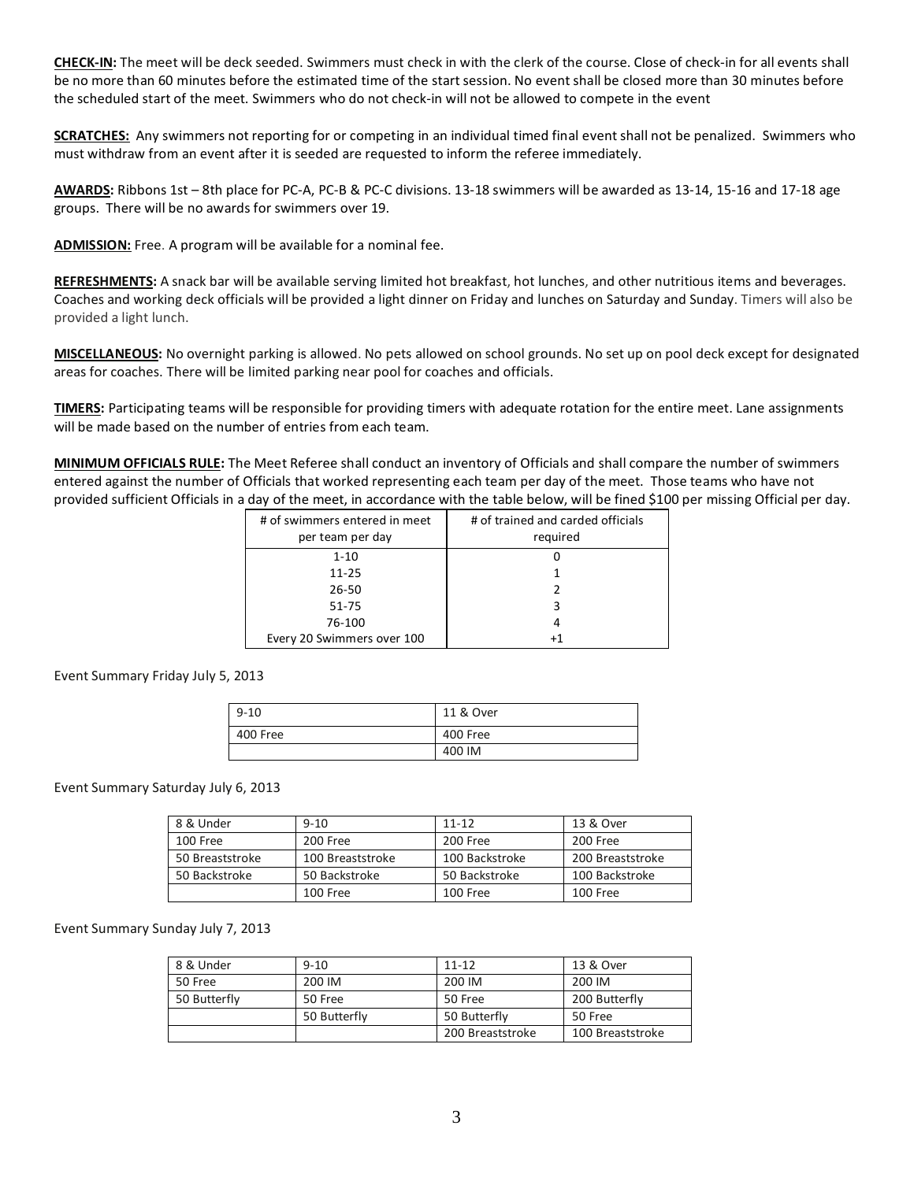**CHECK-IN:** The meet will be deck seeded. Swimmers must check in with the clerk of the course. Close of check-in for all events shall be no more than 60 minutes before the estimated time of the start session. No event shall be closed more than 30 minutes before the scheduled start of the meet. Swimmers who do not check-in will not be allowed to compete in the event

**SCRATCHES:** Any swimmers not reporting for or competing in an individual timed final event shall not be penalized. Swimmers who must withdraw from an event after it is seeded are requested to inform the referee immediately.

**AWARDS:** Ribbons 1st – 8th place for PC-A, PC-B & PC-C divisions. 13-18 swimmers will be awarded as 13-14, 15-16 and 17-18 age groups. There will be no awards for swimmers over 19.

**ADMISSION:** Free. A program will be available for a nominal fee.

**REFRESHMENTS:** A snack bar will be available serving limited hot breakfast, hot lunches, and other nutritious items and beverages. Coaches and working deck officials will be provided a light dinner on Friday and lunches on Saturday and Sunday. Timers will also be provided a light lunch.

**MISCELLANEOUS:** No overnight parking is allowed. No pets allowed on school grounds. No set up on pool deck except for designated areas for coaches. There will be limited parking near pool for coaches and officials.

**TIMERS:** Participating teams will be responsible for providing timers with adequate rotation for the entire meet. Lane assignments will be made based on the number of entries from each team.

**MINIMUM OFFICIALS RULE:** The Meet Referee shall conduct an inventory of Officials and shall compare the number of swimmers entered against the number of Officials that worked representing each team per day of the meet. Those teams who have not provided sufficient Officials in a day of the meet, in accordance with the table below, will be fined $100 per missing Official per day.

| # of swimmers entered in meet per team per day | # of trained and carded officials required |
|---|---|
| 1-10 | 0 |
| 11-25 | 1 |
| 26-50 | 2 |
| 51-75 | 3 |
| 76-100 | 4 |
| Every 20 Swimmers over 100 | +1 |

Event Summary Friday July 5, 2013

| 9-10 | 11 & Over |
|---|---|
| 400 Free | 400 Free |
| | 400 IM |

Event Summary Saturday July 6, 2013

| 8 & Under | 9-10 | 11-12 | 13 & Over |
|---|---|---|---|
| 100 Free | 200 Free | 200 Free | 200 Free |
| 50 Breaststroke | 100 Breaststroke | 100 Backstroke | 200 Breaststroke |
| 50 Backstroke | 50 Backstroke | 50 Backstroke | 100 Backstroke |
| | 100 Free | 100 Free | 100 Free |

Event Summary Sunday July 7, 2013

| 8 & Under | 9-10 | 11-12 | 13 & Over |
|---|---|---|---|
| 50 Free | 200 IM | 200 IM | 200 IM |
| 50 Butterfly | 50 Free | 50 Free | 200 Butterfly |
| | 50 Butterfly | 50 Butterfly | 50 Free |
| | | 200 Breaststroke | 100 Breaststroke |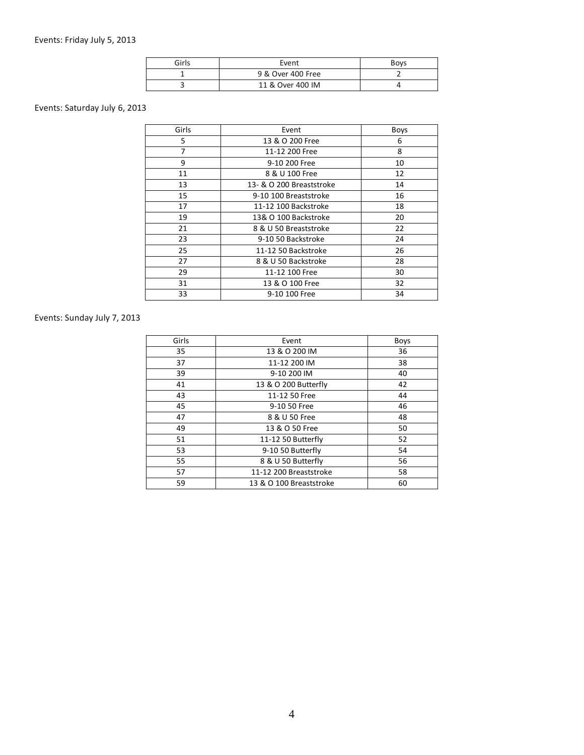Events: Friday July 5, 2013

| Girls | Event | Boys |
|---|---|---|
| 1 | 9 & Over 400 Free | 2 |
| 3 | 11 & Over 400 IM | 4 |

Events: Saturday July 6, 2013

| Girls | Event | Boys |
|---|---|---|
| 5 | 13 & O 200 Free | 6 |
| 7 | 11-12 200 Free | 8 |
| 9 | 9-10 200 Free | 10 |
| 11 | 8 & U 100 Free | 12 |
| 13 | 13- & O 200 Breaststroke | 14 |
| 15 | 9-10 100 Breaststroke | 16 |
| 17 | 11-12 100 Backstroke | 18 |
| 19 | 13& O 100 Backstroke | 20 |
| 21 | 8 & U 50 Breaststroke | 22 |
| 23 | 9-10 50 Backstroke | 24 |
| 25 | 11-12 50 Backstroke | 26 |
| 27 | 8 & U 50 Backstroke | 28 |
| 29 | 11-12 100 Free | 30 |
| 31 | 13 & O 100 Free | 32 |
| 33 | 9-10 100 Free | 34 |

Events: Sunday July 7, 2013

| Girls | Event | Boys |
|---|---|---|
| 35 | 13 & O 200 IM | 36 |
| 37 | 11-12 200 IM | 38 |
| 39 | 9-10 200 IM | 40 |
| 41 | 13 & O 200 Butterfly | 42 |
| 43 | 11-12 50 Free | 44 |
| 45 | 9-10 50 Free | 46 |
| 47 | 8 & U 50 Free | 48 |
| 49 | 13 & O 50 Free | 50 |
| 51 | 11-12 50 Butterfly | 52 |
| 53 | 9-10 50 Butterfly | 54 |
| 55 | 8 & U 50 Butterfly | 56 |
| 57 | 11-12 200 Breaststroke | 58 |
| 59 | 13 & O 100 Breaststroke | 60 |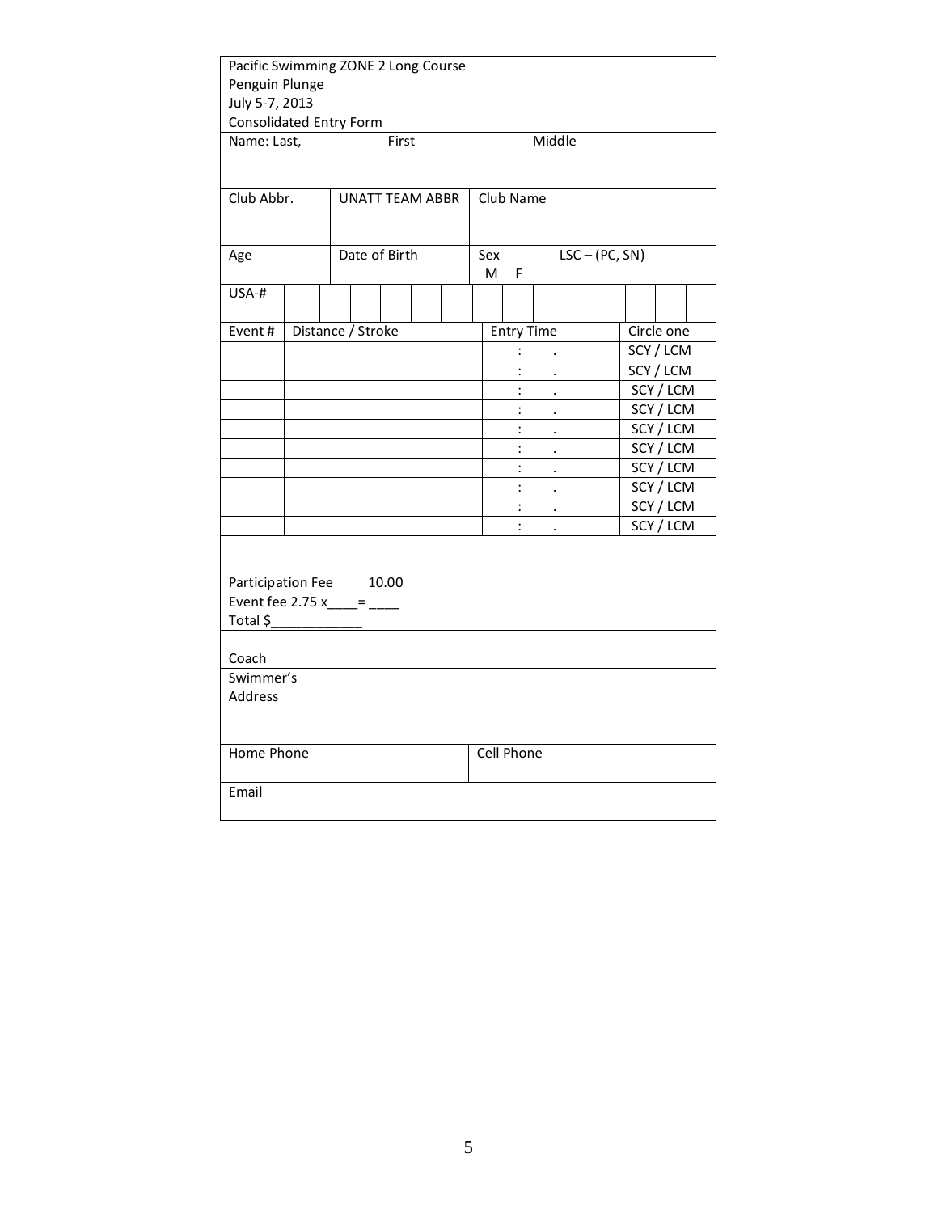Pacific Swimming ZONE 2 Long Course
Penguin Plunge
July 5-7, 2013
Consolidated Entry Form

| | | | |
|---|---|---|---|
| Name: Last, First Middle | | | |
| Club Abbr. | UNATT TEAM ABBR | Club Name | |
| Age | Date of Birth | Sex M F | LSC – (PC, SN) |
| USA-# | | | |

| Event # | Distance / Stroke | Entry Time | Circle one |
|---|---|---|---|
| | | : . | SCY / LCM |
| | | : . | SCY / LCM |
| | | : . | SCY / LCM |
| | | : . | SCY / LCM |
| | | : . | SCY / LCM |
| | | : . | SCY / LCM |
| | | : . | SCY / LCM |
| | | : . | SCY / LCM |
| | | : . | SCY / LCM |
| | | : . | SCY / LCM |

Participation Fee 10.00
Event fee 2.75 x____= ____
Total $____________

| | |
|---|---|
| Coach | |
| Swimmer's Address | |
| Home Phone | Cell Phone |
| Email | |